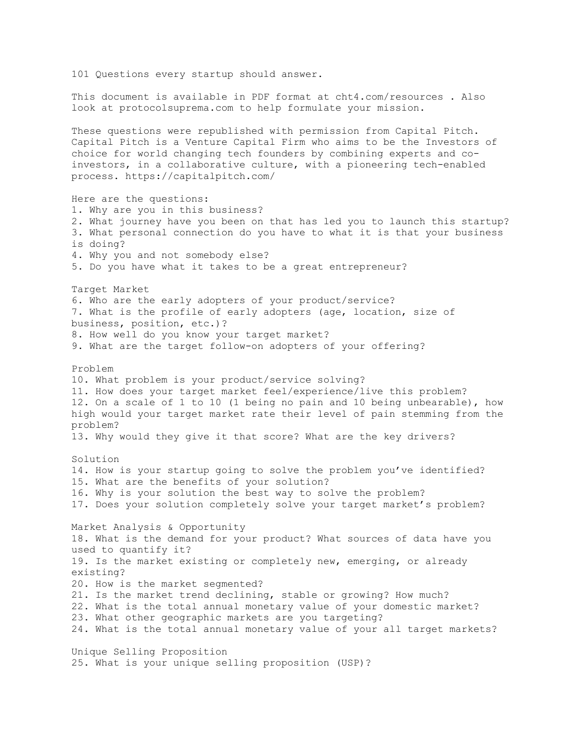# 101 Questions every startup should answer.

This document is available in PDF format at cht4.com/resources . Also look at protocolsuprema.com to help formulate your mission.

These questions were republished with permission from Capital Pitch. Capital Pitch is a Venture Capital Firm who aims to be the Investors of choice for world changing tech founders by combining experts and co-investors, in a collaborative culture, with a pioneering tech-enabled process. https://capitalpitch.com/

Here are the questions:

1. Why are you in this business?
2. What journey have you been on that has led you to launch this startup?
3. What personal connection do you have to what it is that your business is doing?
4. Why you and not somebody else?
5. Do you have what it takes to be a great entrepreneur?

## Target Market

6. Who are the early adopters of your product/service?
7. What is the profile of early adopters (age, location, size of business, position, etc.)?
8. How well do you know your target market?
9. What are the target follow-on adopters of your offering?

## Problem

10. What problem is your product/service solving?
11. How does your target market feel/experience/live this problem?
12. On a scale of 1 to 10 (1 being no pain and 10 being unbearable), how high would your target market rate their level of pain stemming from the problem?
13. Why would they give it that score? What are the key drivers?

## Solution

14. How is your startup going to solve the problem you've identified?
15. What are the benefits of your solution?
16. Why is your solution the best way to solve the problem?
17. Does your solution completely solve your target market's problem?

## Market Analysis & Opportunity

18. What is the demand for your product? What sources of data have you used to quantify it?
19. Is the market existing or completely new, emerging, or already existing?
20. How is the market segmented?
21. Is the market trend declining, stable or growing? How much?
22. What is the total annual monetary value of your domestic market?
23. What other geographic markets are you targeting?
24. What is the total annual monetary value of your all target markets?

## Unique Selling Proposition

25. What is your unique selling proposition (USP)?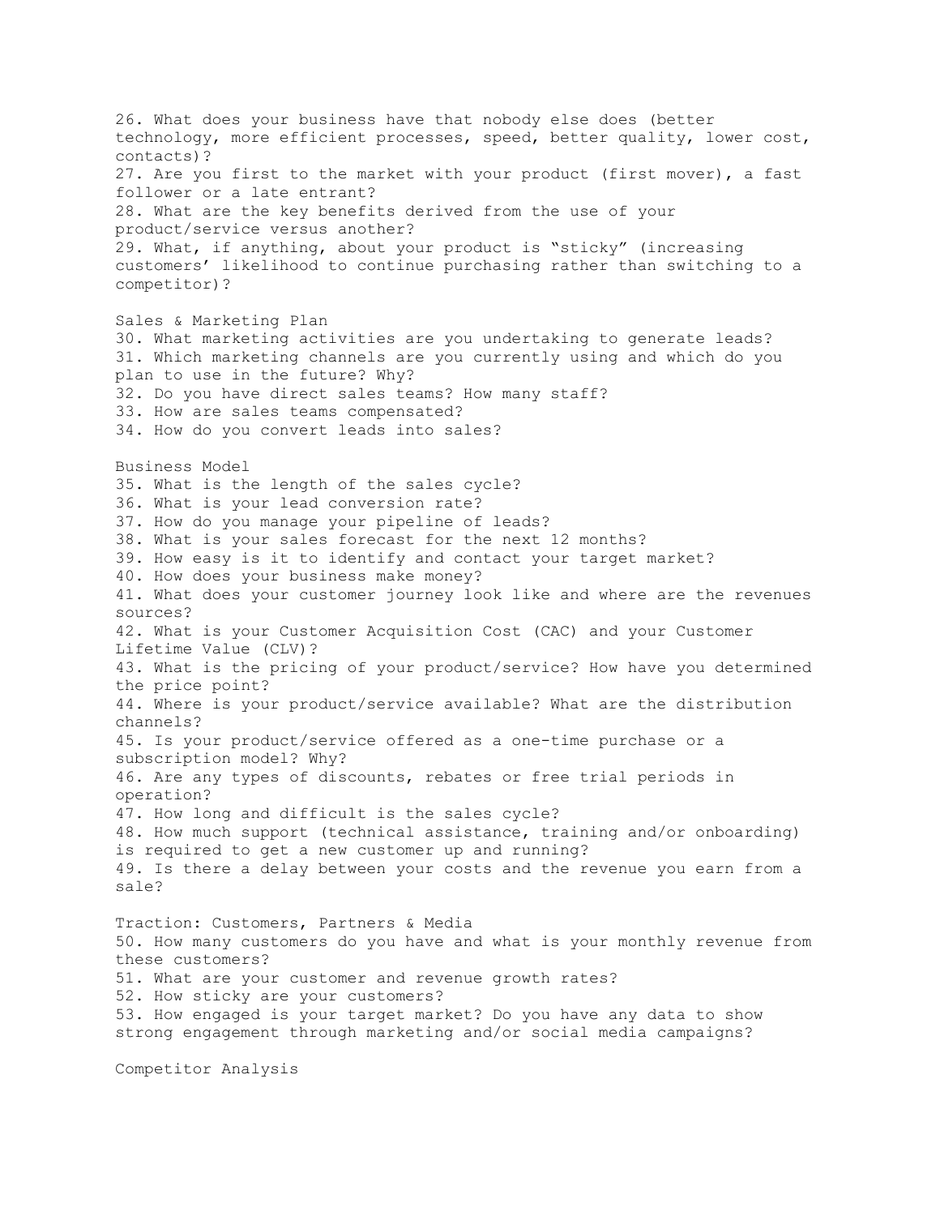26. What does your business have that nobody else does (better technology, more efficient processes, speed, better quality, lower cost, contacts)?
27. Are you first to the market with your product (first mover), a fast follower or a late entrant?
28. What are the key benefits derived from the use of your product/service versus another?
29. What, if anything, about your product is "sticky" (increasing customers' likelihood to continue purchasing rather than switching to a competitor)?

## Sales & Marketing Plan

30. What marketing activities are you undertaking to generate leads?
31. Which marketing channels are you currently using and which do you plan to use in the future? Why?
32. Do you have direct sales teams? How many staff?
33. How are sales teams compensated?
34. How do you convert leads into sales?

## Business Model

35. What is the length of the sales cycle?
36. What is your lead conversion rate?
37. How do you manage your pipeline of leads?
38. What is your sales forecast for the next 12 months?
39. How easy is it to identify and contact your target market?
40. How does your business make money?
41. What does your customer journey look like and where are the revenues sources?
42. What is your Customer Acquisition Cost (CAC) and your Customer Lifetime Value (CLV)?
43. What is the pricing of your product/service? How have you determined the price point?
44. Where is your product/service available? What are the distribution channels?
45. Is your product/service offered as a one-time purchase or a subscription model? Why?
46. Are any types of discounts, rebates or free trial periods in operation?
47. How long and difficult is the sales cycle?
48. How much support (technical assistance, training and/or onboarding) is required to get a new customer up and running?
49. Is there a delay between your costs and the revenue you earn from a sale?

## Traction: Customers, Partners & Media

50. How many customers do you have and what is your monthly revenue from these customers?
51. What are your customer and revenue growth rates?
52. How sticky are your customers?
53. How engaged is your target market? Do you have any data to show strong engagement through marketing and/or social media campaigns?

## Competitor Analysis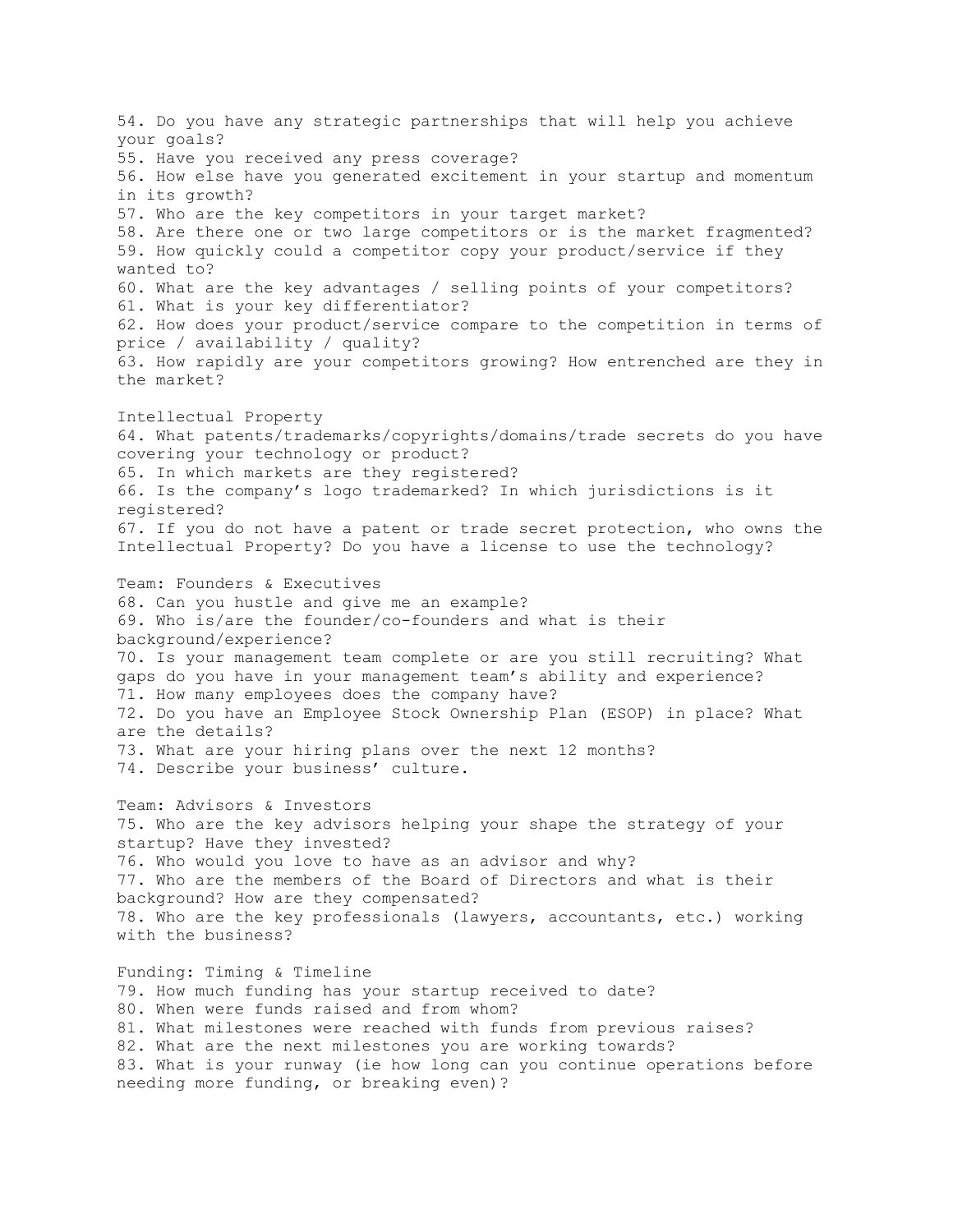54. Do you have any strategic partnerships that will help you achieve your goals?
55. Have you received any press coverage?
56. How else have you generated excitement in your startup and momentum in its growth?
57. Who are the key competitors in your target market?
58. Are there one or two large competitors or is the market fragmented?
59. How quickly could a competitor copy your product/service if they wanted to?
60. What are the key advantages / selling points of your competitors?
61. What is your key differentiator?
62. How does your product/service compare to the competition in terms of price / availability / quality?
63. How rapidly are your competitors growing? How entrenched are they in the market?

## Intellectual Property

64. What patents/trademarks/copyrights/domains/trade secrets do you have covering your technology or product?
65. In which markets are they registered?
66. Is the company's logo trademarked? In which jurisdictions is it registered?
67. If you do not have a patent or trade secret protection, who owns the Intellectual Property? Do you have a license to use the technology?

## Team: Founders & Executives

68. Can you hustle and give me an example?
69. Who is/are the founder/co-founders and what is their background/experience?
70. Is your management team complete or are you still recruiting? What gaps do you have in your management team's ability and experience?
71. How many employees does the company have?
72. Do you have an Employee Stock Ownership Plan (ESOP) in place? What are the details?
73. What are your hiring plans over the next 12 months?
74. Describe your business' culture.

## Team: Advisors & Investors

75. Who are the key advisors helping your shape the strategy of your startup? Have they invested?
76. Who would you love to have as an advisor and why?
77. Who are the members of the Board of Directors and what is their background? How are they compensated?
78. Who are the key professionals (lawyers, accountants, etc.) working with the business?

## Funding: Timing & Timeline

79. How much funding has your startup received to date?
80. When were funds raised and from whom?
81. What milestones were reached with funds from previous raises?
82. What are the next milestones you are working towards?
83. What is your runway (ie how long can you continue operations before needing more funding, or breaking even)?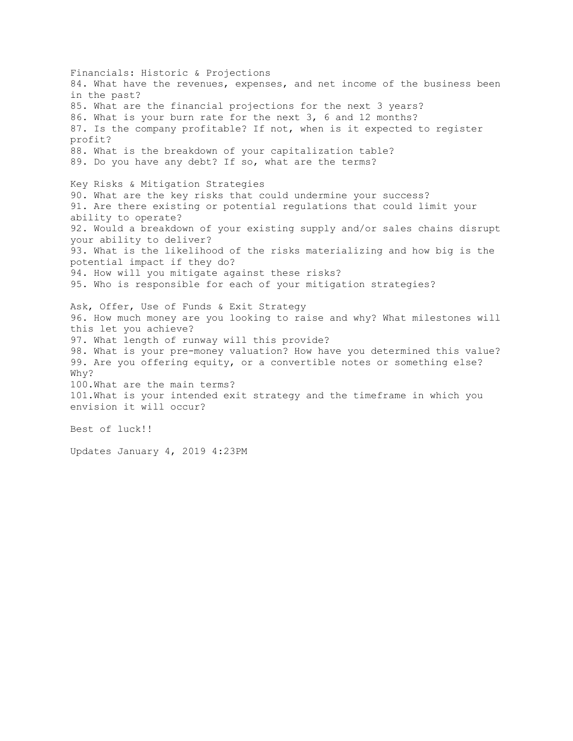## Financials: Historic & Projections

84. What have the revenues, expenses, and net income of the business been in the past?
85. What are the financial projections for the next 3 years?
86. What is your burn rate for the next 3, 6 and 12 months?
87. Is the company profitable? If not, when is it expected to register profit?
88. What is the breakdown of your capitalization table?
89. Do you have any debt? If so, what are the terms?

## Key Risks & Mitigation Strategies

90. What are the key risks that could undermine your success?
91. Are there existing or potential regulations that could limit your ability to operate?
92. Would a breakdown of your existing supply and/or sales chains disrupt your ability to deliver?
93. What is the likelihood of the risks materializing and how big is the potential impact if they do?
94. How will you mitigate against these risks?
95. Who is responsible for each of your mitigation strategies?

## Ask, Offer, Use of Funds & Exit Strategy

96. How much money are you looking to raise and why? What milestones will this let you achieve?
97. What length of runway will this provide?
98. What is your pre-money valuation? How have you determined this value?
99. Are you offering equity, or a convertible notes or something else? Why?
100. What are the main terms?
101. What is your intended exit strategy and the timeframe in which you envision it will occur?

Best of luck!!

Updates January 4, 2019 4:23PM